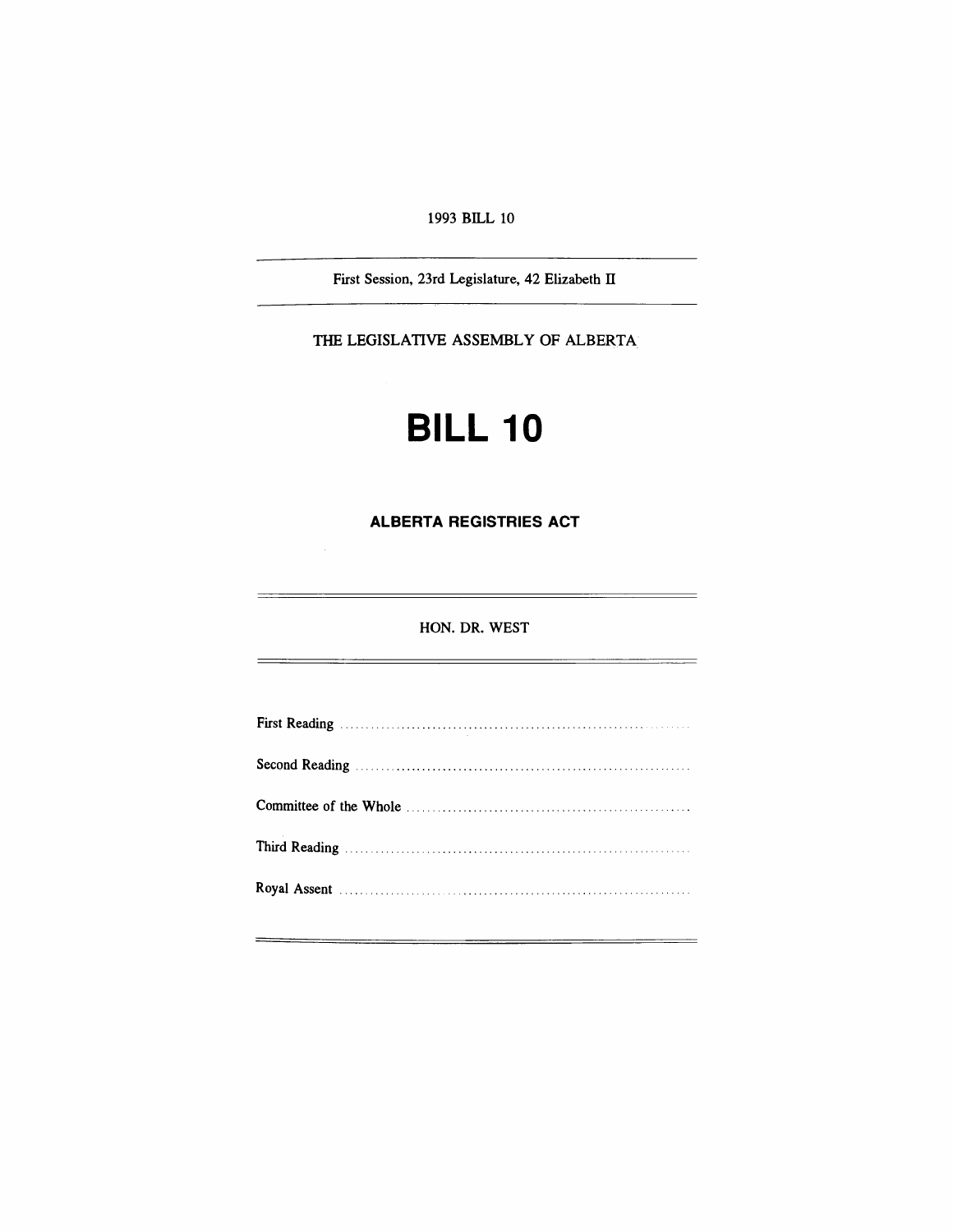1993 BILL 10

First Session, 23rd Legislature, 42 Elizabeth II

THE LEGISLATIVE ASSEMBLY OF ALBERTA

# BILL 10

## ALBERTA REGISTRIES ACT

HON. DR. WEST

First Reading ....................................................................

Second Reading ....................................................................

Committee of the Whole ....................................................................

Third Reading ....................................................................

Royal Assent ....................................................................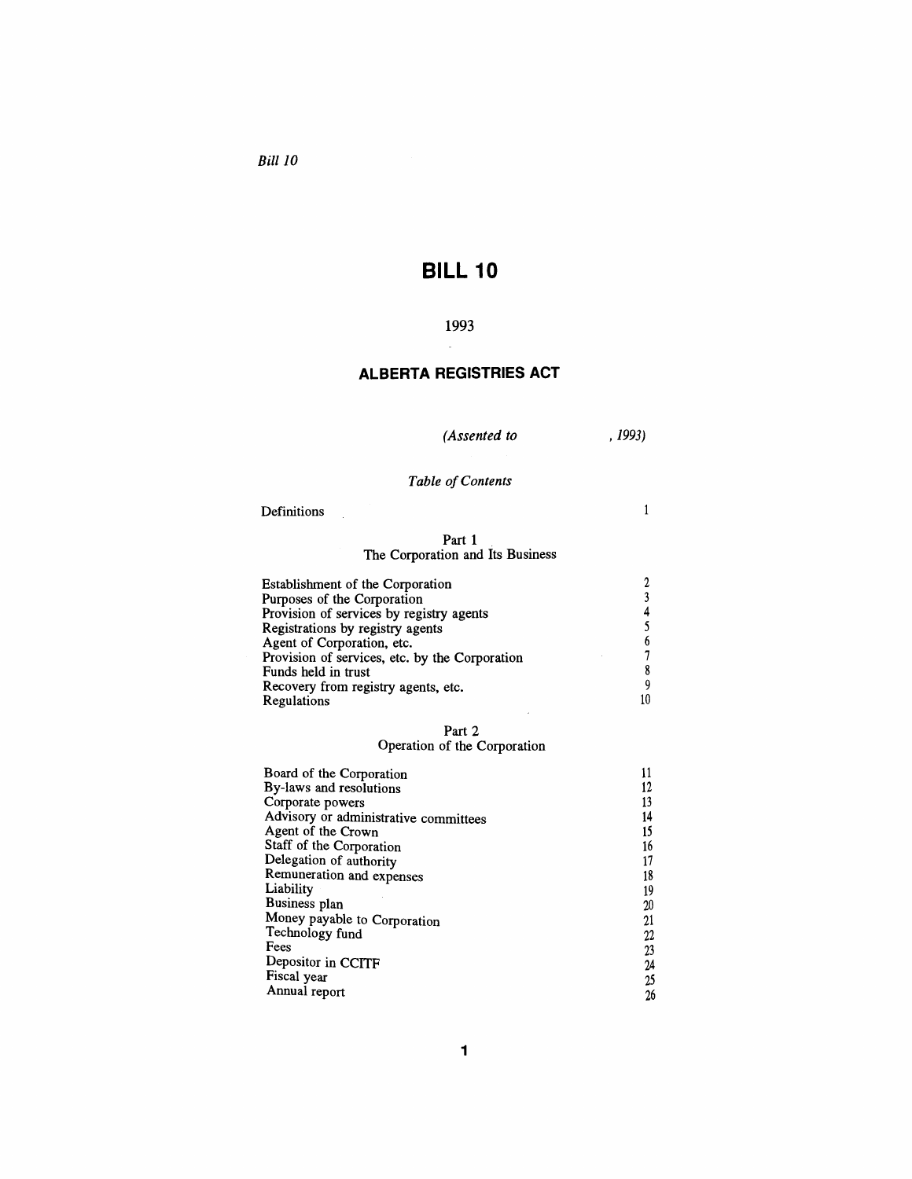*Bill 10*

# BILL 10

1993

## ALBERTA REGISTRIES ACT

*(Assented to , 1993)*

*Table of Contents*

| | |
|---|---|
| Definitions | 1 |

Part 1
The Corporation and Its Business

| | |
|---|---|
| Establishment of the Corporation | 2 |
| Purposes of the Corporation | 3 |
| Provision of services by registry agents | 4 |
| Registrations by registry agents | 5 |
| Agent of Corporation, etc. | 6 |
| Provision of services, etc. by the Corporation | 7 |
| Funds held in trust | 8 |
| Recovery from registry agents, etc. | 9 |
| Regulations | 10 |

Part 2
Operation of the Corporation

| | |
|---|---|
| Board of the Corporation | 11 |
| By-laws and resolutions | 12 |
| Corporate powers | 13 |
| Advisory or administrative committees | 14 |
| Agent of the Crown | 15 |
| Staff of the Corporation | 16 |
| Delegation of authority | 17 |
| Remuneration and expenses | 18 |
| Liability | 19 |
| Business plan | 20 |
| Money payable to Corporation | 21 |
| Technology fund | 22 |
| Fees | 23 |
| Depositor in CCITF | 24 |
| Fiscal year | 25 |
| Annual report | 26 |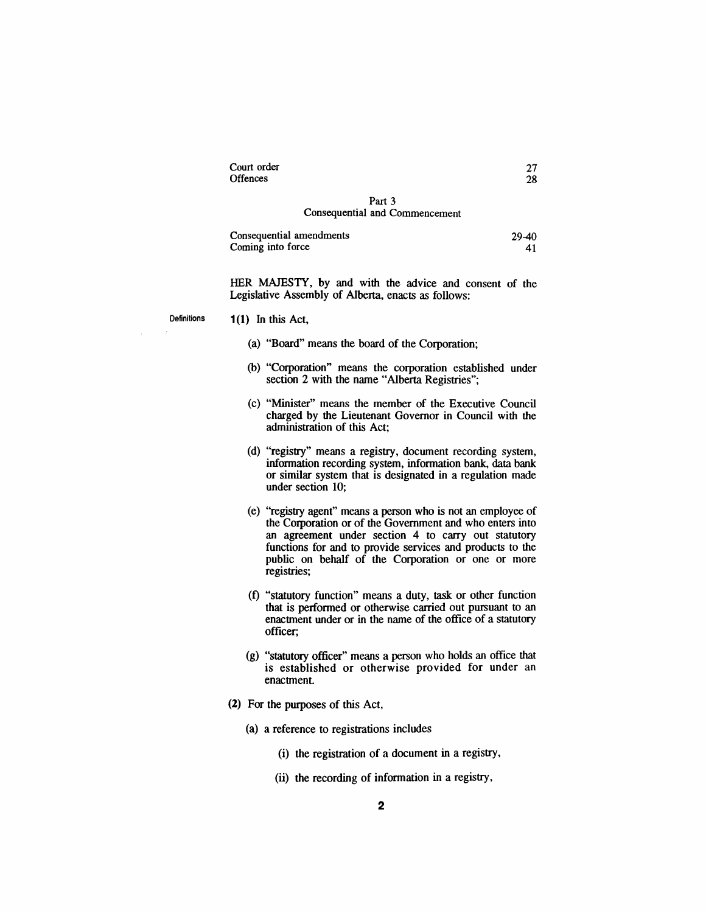| | |
|---|---|
| Court order | 27 |
| Offences | 28 |

Part 3
Consequential and Commencement

| | |
|---|---|
| Consequential amendments | 29-40 |
| Coming into force | 41 |

HER MAJESTY, by and with the advice and consent of the Legislative Assembly of Alberta, enacts as follows:

Definitions

**1(1)** In this Act,

(a) "Board" means the board of the Corporation;

(b) "Corporation" means the corporation established under section 2 with the name "Alberta Registries";

(c) "Minister" means the member of the Executive Council charged by the Lieutenant Governor in Council with the administration of this Act;

(d) "registry" means a registry, document recording system, information recording system, information bank, data bank or similar system that is designated in a regulation made under section 10;

(e) "registry agent" means a person who is not an employee of the Corporation or of the Government and who enters into an agreement under section 4 to carry out statutory functions for and to provide services and products to the public on behalf of the Corporation or one or more registries;

(f) "statutory function" means a duty, task or other function that is performed or otherwise carried out pursuant to an enactment under or in the name of the office of a statutory officer;

(g) "statutory officer" means a person who holds an office that is established or otherwise provided for under an enactment.

**(2)** For the purposes of this Act,

(a) a reference to registrations includes

(i) the registration of a document in a registry,

(ii) the recording of information in a registry,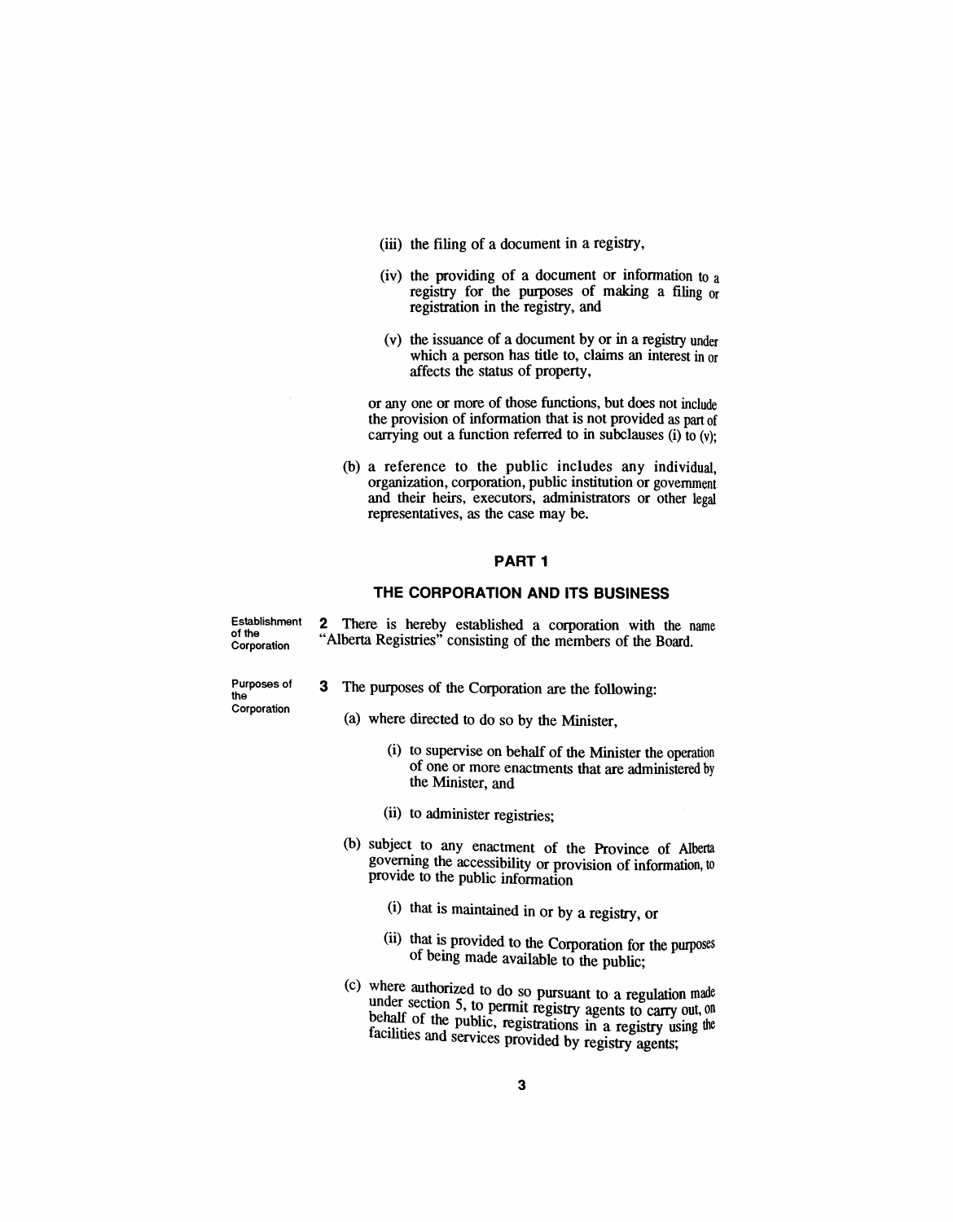(iii) the filing of a document in a registry,

(iv) the providing of a document or information to a registry for the purposes of making a filing or registration in the registry, and

(v) the issuance of a document by or in a registry under which a person has title to, claims an interest in or affects the status of property,

or any one or more of those functions, but does not include the provision of information that is not provided as part of carrying out a function referred to in subclauses (i) to (v);

(b) a reference to the public includes any individual, organization, corporation, public institution or government and their heirs, executors, administrators or other legal representatives, as the case may be.

## PART 1

## THE CORPORATION AND ITS BUSINESS

*Establishment of the Corporation*

**2** There is hereby established a corporation with the name "Alberta Registries" consisting of the members of the Board.

*Purposes of the Corporation*

**3** The purposes of the Corporation are the following:

(a) where directed to do so by the Minister,

(i) to supervise on behalf of the Minister the operation of one or more enactments that are administered by the Minister, and

(ii) to administer registries;

(b) subject to any enactment of the Province of Alberta governing the accessibility or provision of information, to provide to the public information

(i) that is maintained in or by a registry, or

(ii) that is provided to the Corporation for the purposes of being made available to the public;

(c) where authorized to do so pursuant to a regulation made under section 5, to permit registry agents to carry out, on behalf of the public, registrations in a registry using the facilities and services provided by registry agents;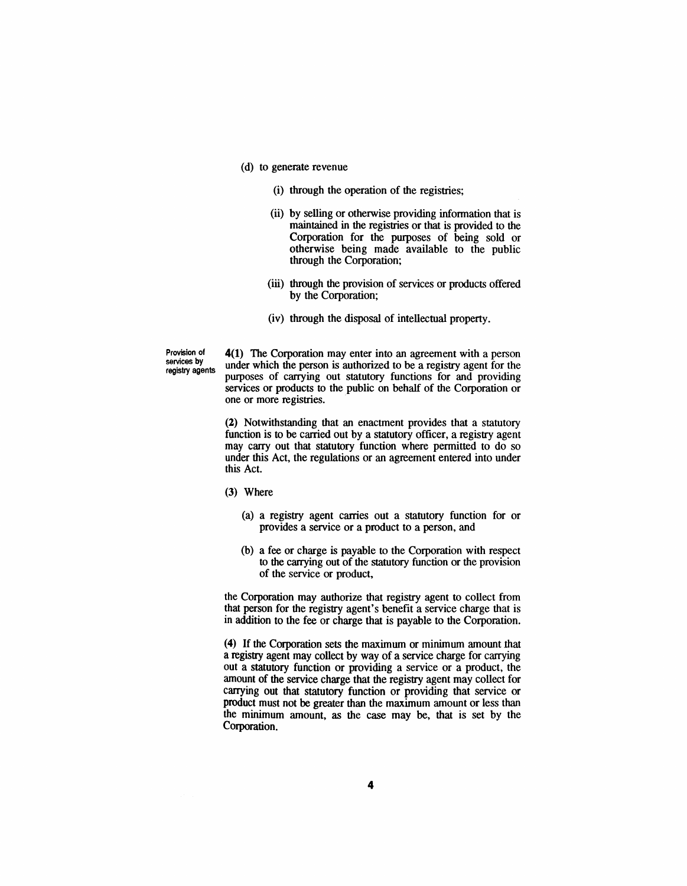(d) to generate revenue

   (i) through the operation of the registries;

   (ii) by selling or otherwise providing information that is maintained in the registries or that is provided to the Corporation for the purposes of being sold or otherwise being made available to the public through the Corporation;

   (iii) through the provision of services or products offered by the Corporation;

   (iv) through the disposal of intellectual property.

**Provision of services by registry agents**

**4(1)** The Corporation may enter into an agreement with a person under which the person is authorized to be a registry agent for the purposes of carrying out statutory functions for and providing services or products to the public on behalf of the Corporation or one or more registries.

**(2)** Notwithstanding that an enactment provides that a statutory function is to be carried out by a statutory officer, a registry agent may carry out that statutory function where permitted to do so under this Act, the regulations or an agreement entered into under this Act.

**(3)** Where

(a) a registry agent carries out a statutory function for or provides a service or a product to a person, and

(b) a fee or charge is payable to the Corporation with respect to the carrying out of the statutory function or the provision of the service or product,

the Corporation may authorize that registry agent to collect from that person for the registry agent's benefit a service charge that is in addition to the fee or charge that is payable to the Corporation.

**(4)** If the Corporation sets the maximum or minimum amount that a registry agent may collect by way of a service charge for carrying out a statutory function or providing a service or a product, the amount of the service charge that the registry agent may collect for carrying out that statutory function or providing that service or product must not be greater than the maximum amount or less than the minimum amount, as the case may be, that is set by the Corporation.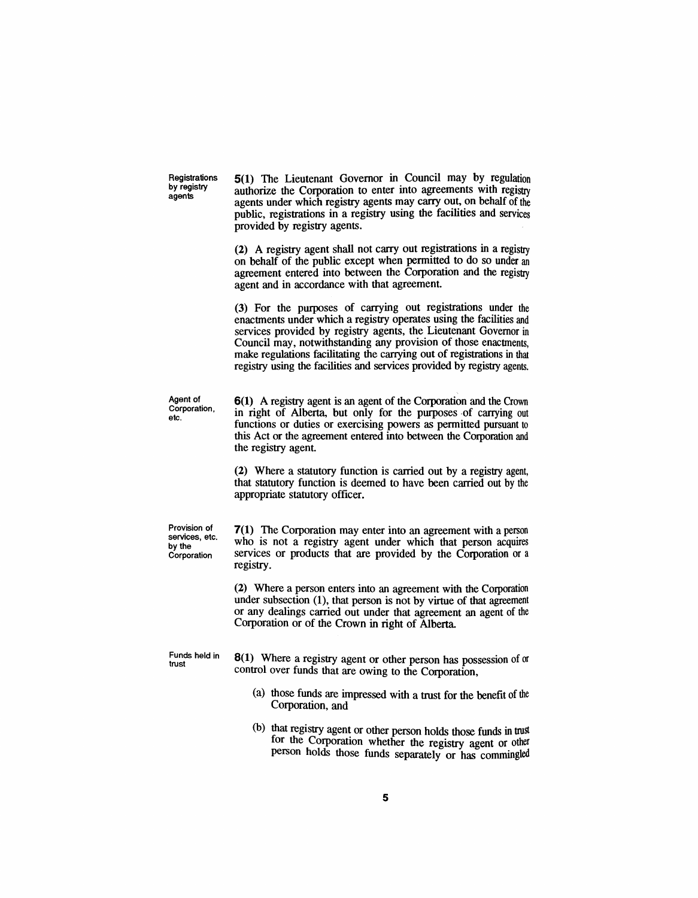**Registrations by registry agents**

**5(1)** The Lieutenant Governor in Council may by regulation authorize the Corporation to enter into agreements with registry agents under which registry agents may carry out, on behalf of the public, registrations in a registry using the facilities and services provided by registry agents.

**(2)** A registry agent shall not carry out registrations in a registry on behalf of the public except when permitted to do so under an agreement entered into between the Corporation and the registry agent and in accordance with that agreement.

**(3)** For the purposes of carrying out registrations under the enactments under which a registry operates using the facilities and services provided by registry agents, the Lieutenant Governor in Council may, notwithstanding any provision of those enactments, make regulations facilitating the carrying out of registrations in that registry using the facilities and services provided by registry agents.

**Agent of Corporation, etc.**

**6(1)** A registry agent is an agent of the Corporation and the Crown in right of Alberta, but only for the purposes of carrying out functions or duties or exercising powers as permitted pursuant to this Act or the agreement entered into between the Corporation and the registry agent.

**(2)** Where a statutory function is carried out by a registry agent, that statutory function is deemed to have been carried out by the appropriate statutory officer.

**Provision of services, etc. by the Corporation**

**7(1)** The Corporation may enter into an agreement with a person who is not a registry agent under which that person acquires services or products that are provided by the Corporation or a registry.

**(2)** Where a person enters into an agreement with the Corporation under subsection (1), that person is not by virtue of that agreement or any dealings carried out under that agreement an agent of the Corporation or of the Crown in right of Alberta.

**Funds held in trust**

**8(1)** Where a registry agent or other person has possession of or control over funds that are owing to the Corporation,

(a) those funds are impressed with a trust for the benefit of the Corporation, and

(b) that registry agent or other person holds those funds in trust for the Corporation whether the registry agent or other person holds those funds separately or has commingled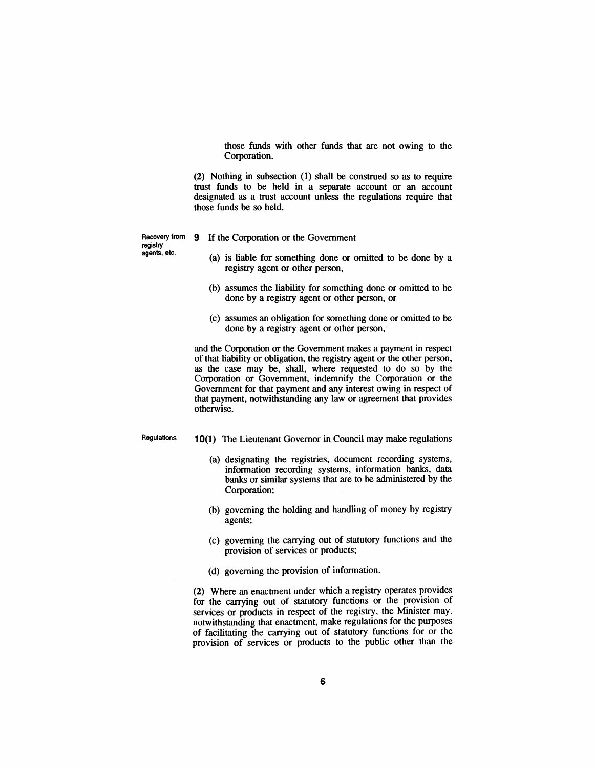those funds with other funds that are not owing to the Corporation.

(2) Nothing in subsection (1) shall be construed so as to require trust funds to be held in a separate account or an account designated as a trust account unless the regulations require that those funds be so held.

**Recovery from registry agents, etc.**

**9** If the Corporation or the Government

(a) is liable for something done or omitted to be done by a registry agent or other person,

(b) assumes the liability for something done or omitted to be done by a registry agent or other person, or

(c) assumes an obligation for something done or omitted to be done by a registry agent or other person,

and the Corporation or the Government makes a payment in respect of that liability or obligation, the registry agent or the other person, as the case may be, shall, where requested to do so by the Corporation or Government, indemnify the Corporation or the Government for that payment and any interest owing in respect of that payment, notwithstanding any law or agreement that provides otherwise.

**Regulations**

**10(1)** The Lieutenant Governor in Council may make regulations

(a) designating the registries, document recording systems, information recording systems, information banks, data banks or similar systems that are to be administered by the Corporation;

(b) governing the holding and handling of money by registry agents;

(c) governing the carrying out of statutory functions and the provision of services or products;

(d) governing the provision of information.

(2) Where an enactment under which a registry operates provides for the carrying out of statutory functions or the provision of services or products in respect of the registry, the Minister may, notwithstanding that enactment, make regulations for the purposes of facilitating the carrying out of statutory functions for or the provision of services or products to the public other than the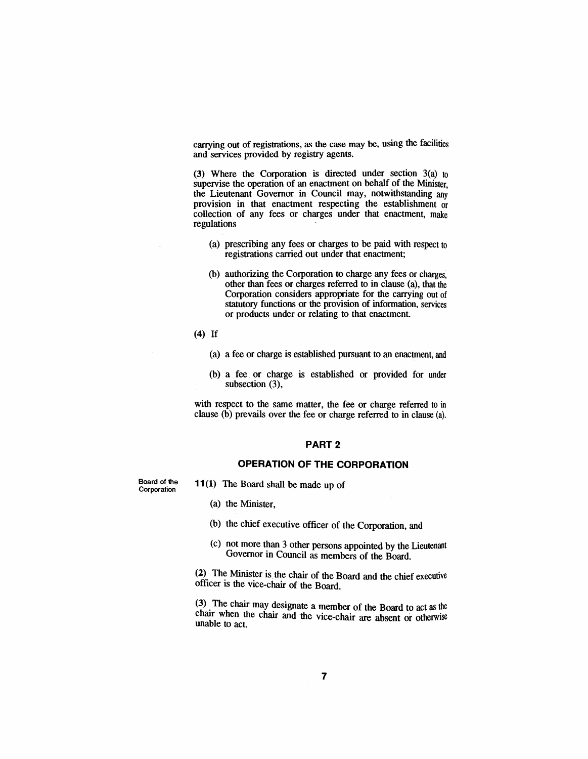carrying out of registrations, as the case may be, using the facilities and services provided by registry agents.

(3) Where the Corporation is directed under section 3(a) to supervise the operation of an enactment on behalf of the Minister, the Lieutenant Governor in Council may, notwithstanding any provision in that enactment respecting the establishment or collection of any fees or charges under that enactment, make regulations

(a) prescribing any fees or charges to be paid with respect to registrations carried out under that enactment;

(b) authorizing the Corporation to charge any fees or charges, other than fees or charges referred to in clause (a), that the Corporation considers appropriate for the carrying out of statutory functions or the provision of information, services or products under or relating to that enactment.

(4) If

(a) a fee or charge is established pursuant to an enactment, and

(b) a fee or charge is established or provided for under subsection (3),

with respect to the same matter, the fee or charge referred to in clause (b) prevails over the fee or charge referred to in clause (a).

## PART 2

## OPERATION OF THE CORPORATION

**Board of the Corporation**

**11**(1) The Board shall be made up of

(a) the Minister,

(b) the chief executive officer of the Corporation, and

(c) not more than 3 other persons appointed by the Lieutenant Governor in Council as members of the Board.

(2) The Minister is the chair of the Board and the chief executive officer is the vice-chair of the Board.

(3) The chair may designate a member of the Board to act as the chair when the chair and the vice-chair are absent or otherwise unable to act.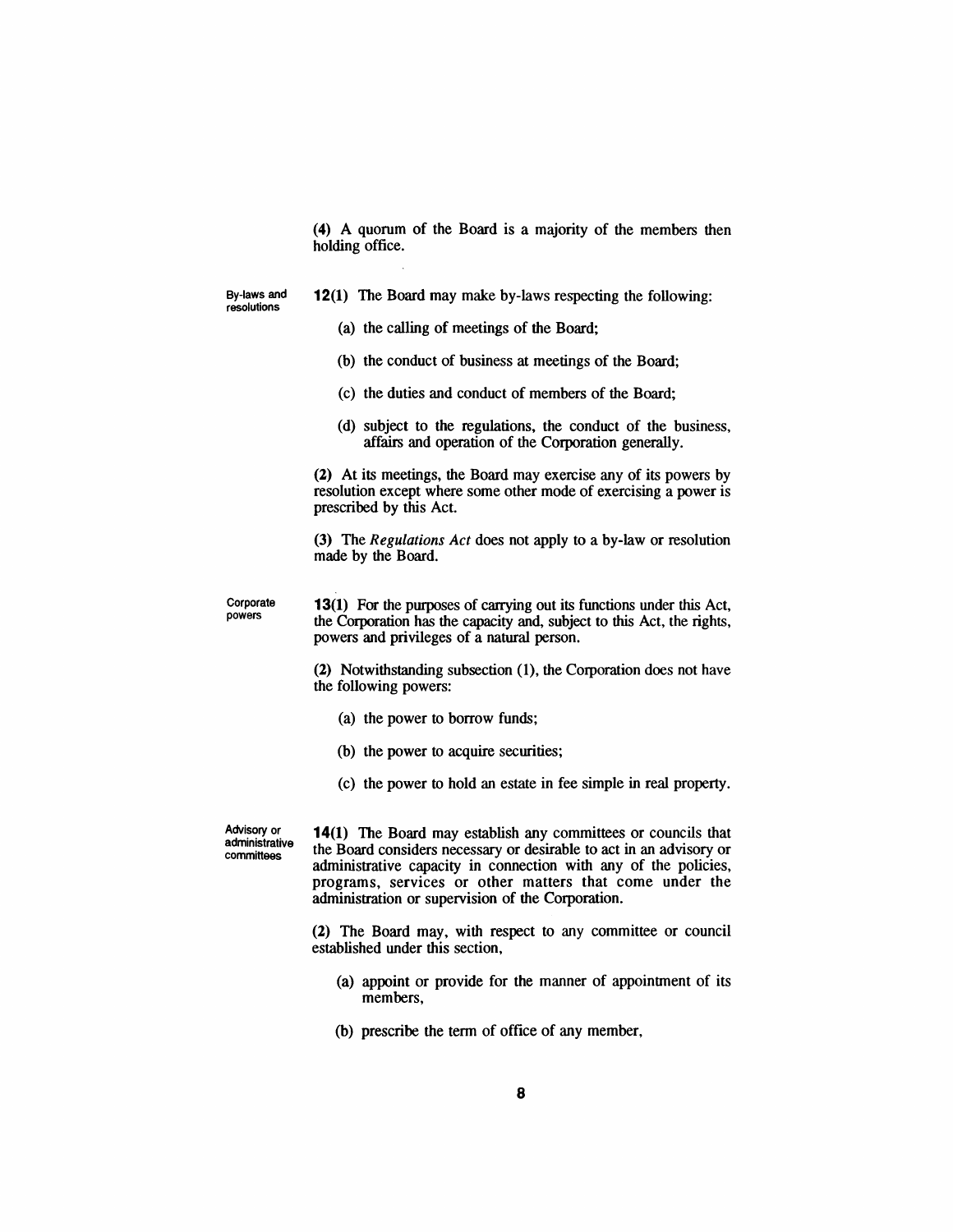(4) A quorum of the Board is a majority of the members then holding office.

**By-laws and resolutions**

**12(1)** The Board may make by-laws respecting the following:

(a) the calling of meetings of the Board;

(b) the conduct of business at meetings of the Board;

(c) the duties and conduct of members of the Board;

(d) subject to the regulations, the conduct of the business, affairs and operation of the Corporation generally.

(2) At its meetings, the Board may exercise any of its powers by resolution except where some other mode of exercising a power is prescribed by this Act.

(3) The *Regulations Act* does not apply to a by-law or resolution made by the Board.

**Corporate powers**

**13(1)** For the purposes of carrying out its functions under this Act, the Corporation has the capacity and, subject to this Act, the rights, powers and privileges of a natural person.

(2) Notwithstanding subsection (1), the Corporation does not have the following powers:

(a) the power to borrow funds;

(b) the power to acquire securities;

(c) the power to hold an estate in fee simple in real property.

**Advisory or administrative committees**

**14(1)** The Board may establish any committees or councils that the Board considers necessary or desirable to act in an advisory or administrative capacity in connection with any of the policies, programs, services or other matters that come under the administration or supervision of the Corporation.

(2) The Board may, with respect to any committee or council established under this section,

(a) appoint or provide for the manner of appointment of its members,

(b) prescribe the term of office of any member,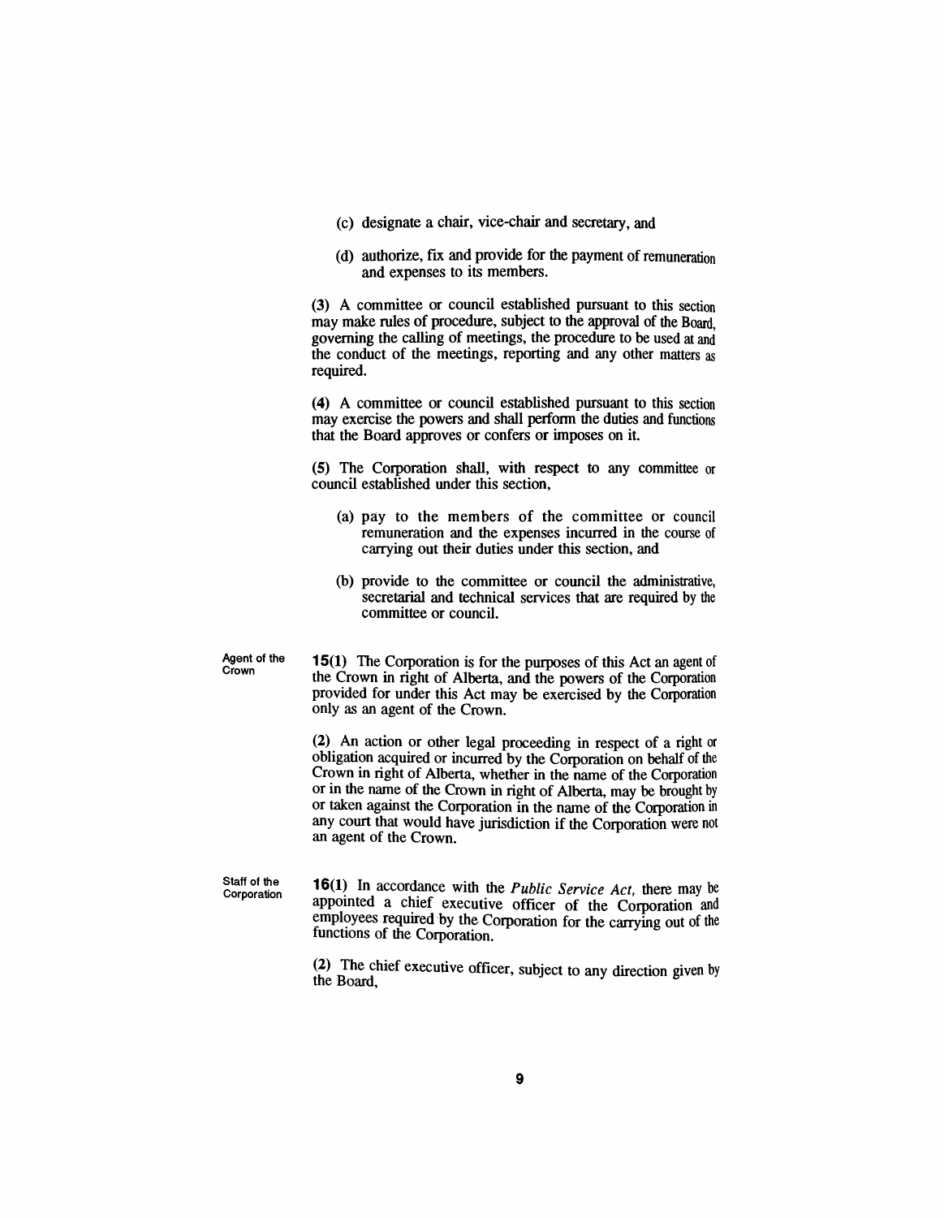(c) designate a chair, vice-chair and secretary, and

(d) authorize, fix and provide for the payment of remuneration and expenses to its members.

(3) A committee or council established pursuant to this section may make rules of procedure, subject to the approval of the Board, governing the calling of meetings, the procedure to be used at and the conduct of the meetings, reporting and any other matters as required.

(4) A committee or council established pursuant to this section may exercise the powers and shall perform the duties and functions that the Board approves or confers or imposes on it.

(5) The Corporation shall, with respect to any committee or council established under this section,

(a) pay to the members of the committee or council remuneration and the expenses incurred in the course of carrying out their duties under this section, and

(b) provide to the committee or council the administrative, secretarial and technical services that are required by the committee or council.

Agent of the Crown

**15(1)** The Corporation is for the purposes of this Act an agent of the Crown in right of Alberta, and the powers of the Corporation provided for under this Act may be exercised by the Corporation only as an agent of the Crown.

(2) An action or other legal proceeding in respect of a right or obligation acquired or incurred by the Corporation on behalf of the Crown in right of Alberta, whether in the name of the Corporation or in the name of the Crown in right of Alberta, may be brought by or taken against the Corporation in the name of the Corporation in any court that would have jurisdiction if the Corporation were not an agent of the Crown.

Staff of the Corporation

**16(1)** In accordance with the *Public Service Act*, there may be appointed a chief executive officer of the Corporation and employees required by the Corporation for the carrying out of the functions of the Corporation.

(2) The chief executive officer, subject to any direction given by the Board,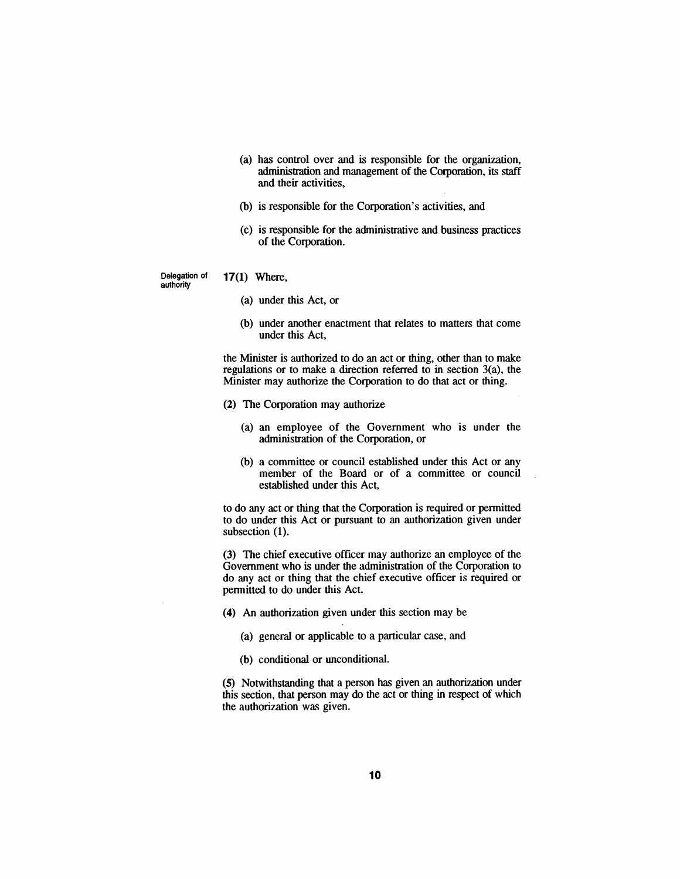(a) has control over and is responsible for the organization, administration and management of the Corporation, its staff and their activities,

(b) is responsible for the Corporation's activities, and

(c) is responsible for the administrative and business practices of the Corporation.

Delegation of authority

**17(1)** Where,

(a) under this Act, or

(b) under another enactment that relates to matters that come under this Act,

the Minister is authorized to do an act or thing, other than to make regulations or to make a direction referred to in section 3(a), the Minister may authorize the Corporation to do that act or thing.

**(2)** The Corporation may authorize

(a) an employee of the Government who is under the administration of the Corporation, or

(b) a committee or council established under this Act or any member of the Board or of a committee or council established under this Act,

to do any act or thing that the Corporation is required or permitted to do under this Act or pursuant to an authorization given under subsection (1).

**(3)** The chief executive officer may authorize an employee of the Government who is under the administration of the Corporation to do any act or thing that the chief executive officer is required or permitted to do under this Act.

**(4)** An authorization given under this section may be

(a) general or applicable to a particular case, and

(b) conditional or unconditional.

**(5)** Notwithstanding that a person has given an authorization under this section, that person may do the act or thing in respect of which the authorization was given.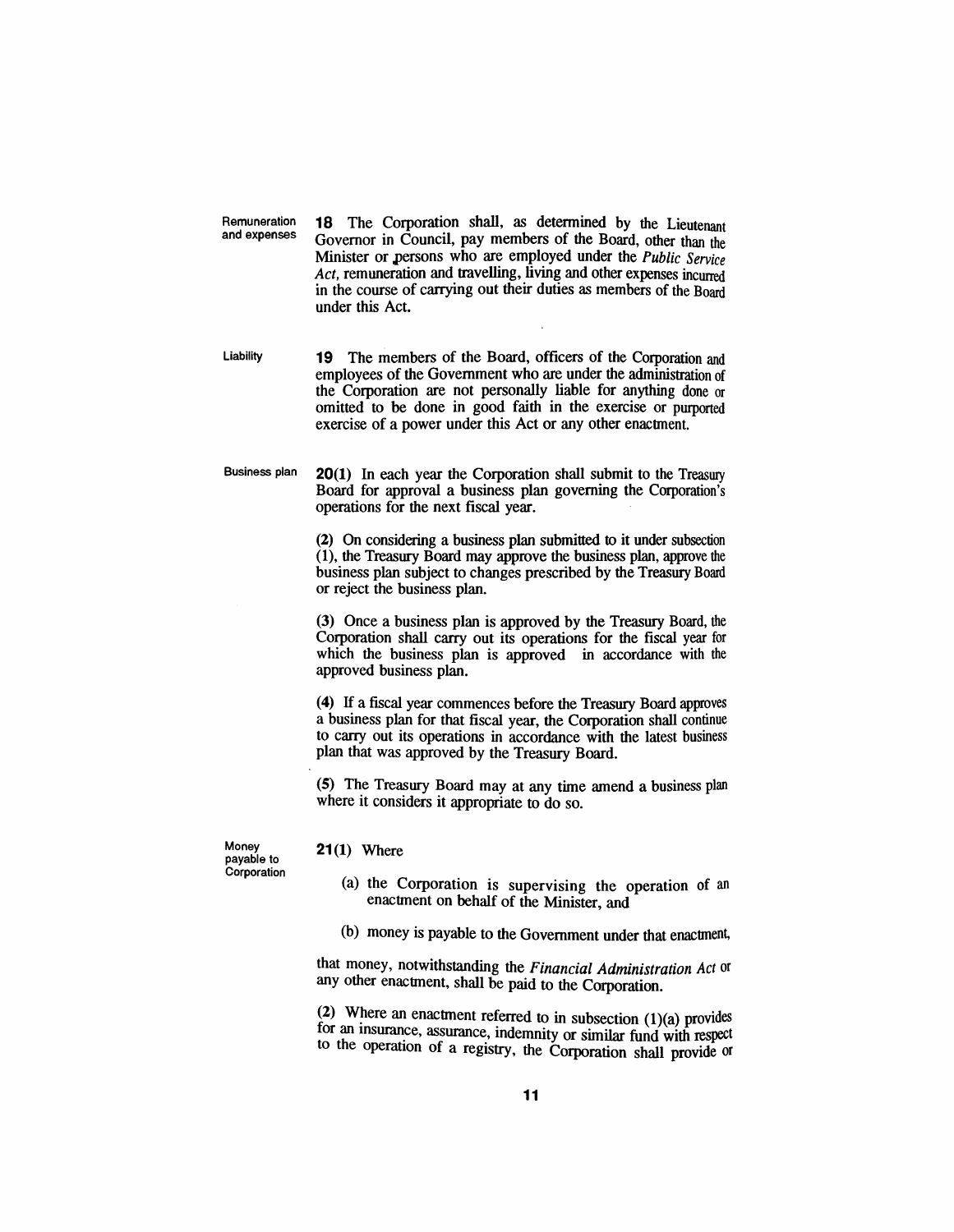**Remuneration and expenses**

**18** The Corporation shall, as determined by the Lieutenant Governor in Council, pay members of the Board, other than the Minister or persons who are employed under the *Public Service Act*, remuneration and travelling, living and other expenses incurred in the course of carrying out their duties as members of the Board under this Act.

**Liability**

**19** The members of the Board, officers of the Corporation and employees of the Government who are under the administration of the Corporation are not personally liable for anything done or omitted to be done in good faith in the exercise or purported exercise of a power under this Act or any other enactment.

**Business plan**

**20(1)** In each year the Corporation shall submit to the Treasury Board for approval a business plan governing the Corporation's operations for the next fiscal year.

**(2)** On considering a business plan submitted to it under subsection (1), the Treasury Board may approve the business plan, approve the business plan subject to changes prescribed by the Treasury Board or reject the business plan.

**(3)** Once a business plan is approved by the Treasury Board, the Corporation shall carry out its operations for the fiscal year for which the business plan is approved in accordance with the approved business plan.

**(4)** If a fiscal year commences before the Treasury Board approves a business plan for that fiscal year, the Corporation shall continue to carry out its operations in accordance with the latest business plan that was approved by the Treasury Board.

**(5)** The Treasury Board may at any time amend a business plan where it considers it appropriate to do so.

**Money payable to Corporation**

**21(1)** Where

(a) the Corporation is supervising the operation of an enactment on behalf of the Minister, and

(b) money is payable to the Government under that enactment,

that money, notwithstanding the *Financial Administration Act* or any other enactment, shall be paid to the Corporation.

**(2)** Where an enactment referred to in subsection (1)(a) provides for an insurance, assurance, indemnity or similar fund with respect to the operation of a registry, the Corporation shall provide or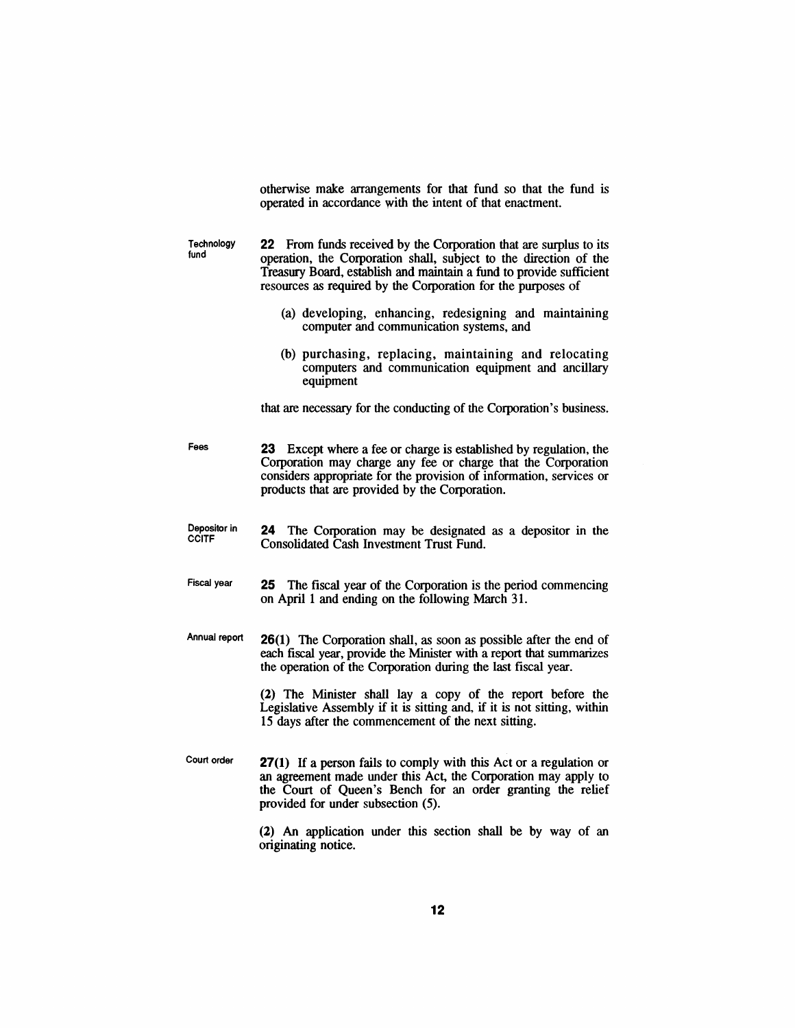otherwise make arrangements for that fund so that the fund is operated in accordance with the intent of that enactment.

Technology fund

**22** From funds received by the Corporation that are surplus to its operation, the Corporation shall, subject to the direction of the Treasury Board, establish and maintain a fund to provide sufficient resources as required by the Corporation for the purposes of

(a) developing, enhancing, redesigning and maintaining computer and communication systems, and

(b) purchasing, replacing, maintaining and relocating computers and communication equipment and ancillary equipment

that are necessary for the conducting of the Corporation's business.

Fees

**23** Except where a fee or charge is established by regulation, the Corporation may charge any fee or charge that the Corporation considers appropriate for the provision of information, services or products that are provided by the Corporation.

Depositor in CCITF

**24** The Corporation may be designated as a depositor in the Consolidated Cash Investment Trust Fund.

Fiscal year

**25** The fiscal year of the Corporation is the period commencing on April 1 and ending on the following March 31.

Annual report

**26(1)** The Corporation shall, as soon as possible after the end of each fiscal year, provide the Minister with a report that summarizes the operation of the Corporation during the last fiscal year.

**(2)** The Minister shall lay a copy of the report before the Legislative Assembly if it is sitting and, if it is not sitting, within 15 days after the commencement of the next sitting.

Court order

**27(1)** If a person fails to comply with this Act or a regulation or an agreement made under this Act, the Corporation may apply to the Court of Queen's Bench for an order granting the relief provided for under subsection (5).

**(2)** An application under this section shall be by way of an originating notice.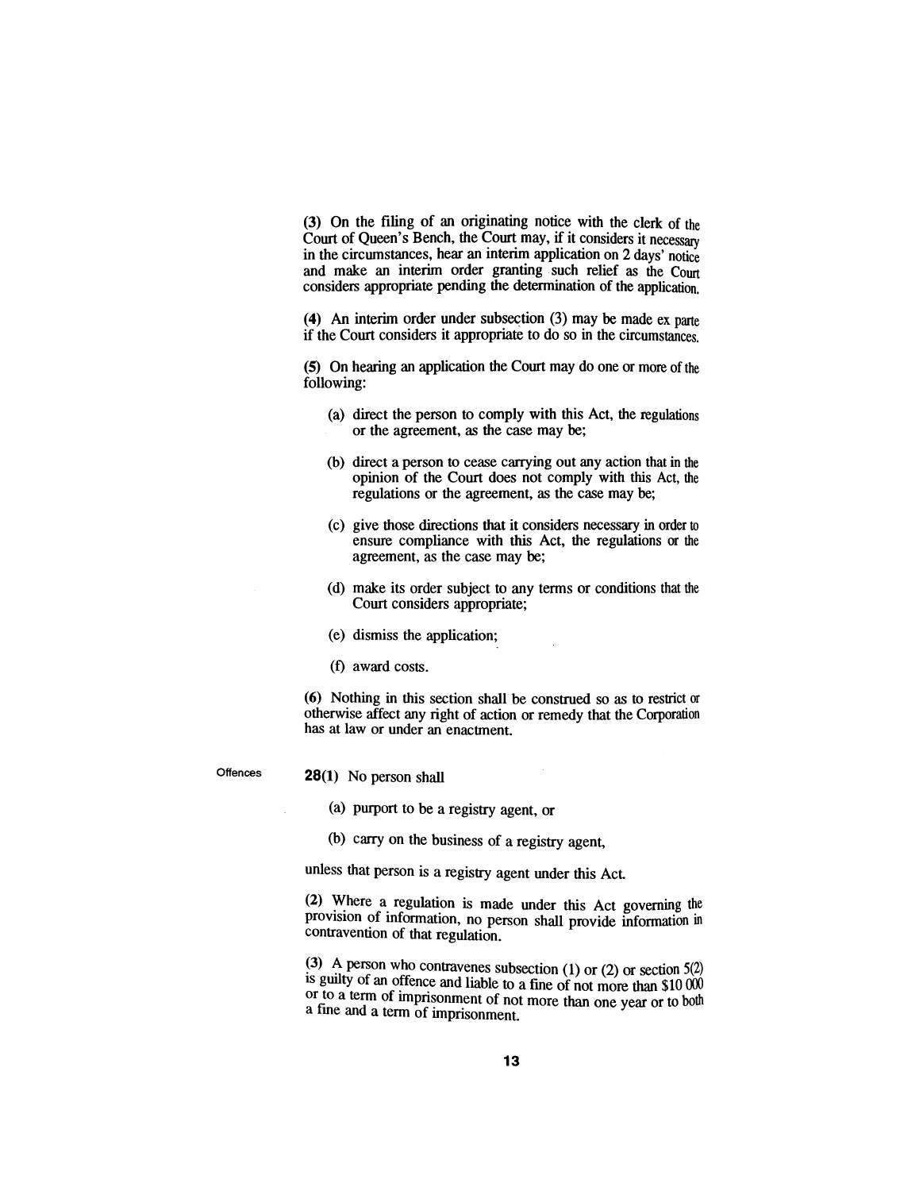(3) On the filing of an originating notice with the clerk of the Court of Queen's Bench, the Court may, if it considers it necessary in the circumstances, hear an interim application on 2 days' notice and make an interim order granting such relief as the Court considers appropriate pending the determination of the application.

(4) An interim order under subsection (3) may be made ex parte if the Court considers it appropriate to do so in the circumstances.

(5) On hearing an application the Court may do one or more of the following:

(a) direct the person to comply with this Act, the regulations or the agreement, as the case may be;

(b) direct a person to cease carrying out any action that in the opinion of the Court does not comply with this Act, the regulations or the agreement, as the case may be;

(c) give those directions that it considers necessary in order to ensure compliance with this Act, the regulations or the agreement, as the case may be;

(d) make its order subject to any terms or conditions that the Court considers appropriate;

(e) dismiss the application;

(f) award costs.

(6) Nothing in this section shall be construed so as to restrict or otherwise affect any right of action or remedy that the Corporation has at law or under an enactment.

Offences

**28(1)** No person shall

(a) purport to be a registry agent, or

(b) carry on the business of a registry agent,

unless that person is a registry agent under this Act.

(2) Where a regulation is made under this Act governing the provision of information, no person shall provide information in contravention of that regulation.

(3) A person who contravenes subsection (1) or (2) or section 5(2) is guilty of an offence and liable to a fine of not more than $10 000 or to a term of imprisonment of not more than one year or to both a fine and a term of imprisonment.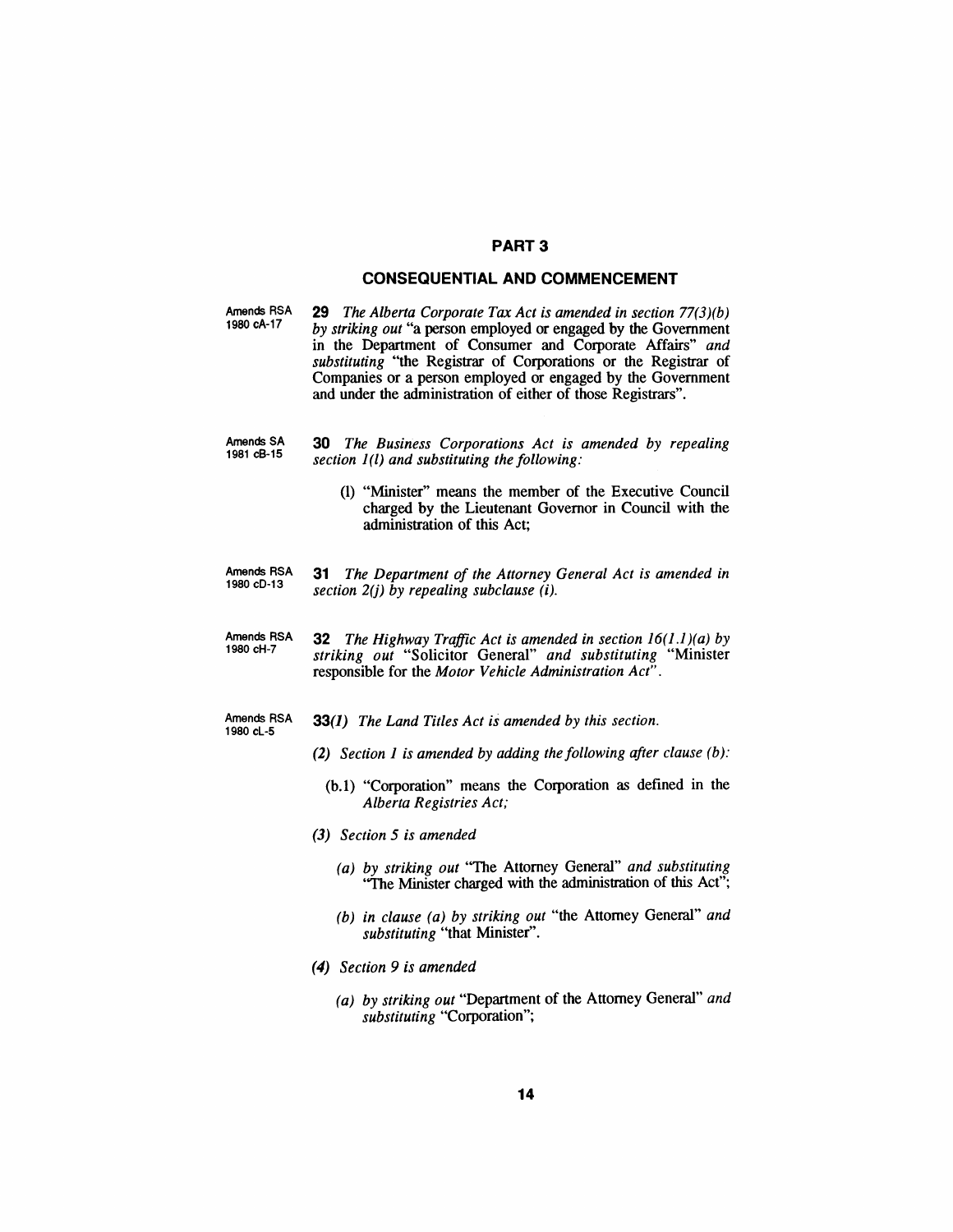## PART 3

## CONSEQUENTIAL AND COMMENCEMENT

Amends RSA 1980 cA-17

**29** *The Alberta Corporate Tax Act is amended in section 77(3)(b) by striking out* "a person employed or engaged by the Government in the Department of Consumer and Corporate Affairs" *and substituting* "the Registrar of Corporations or the Registrar of Companies or a person employed or engaged by the Government and under the administration of either of those Registrars".

Amends SA 1981 cB-15

**30** *The Business Corporations Act is amended by repealing section 1(l) and substituting the following:*

> (l) "Minister" means the member of the Executive Council charged by the Lieutenant Governor in Council with the administration of this Act;

Amends RSA 1980 cD-13

**31** *The Department of the Attorney General Act is amended in section 2(j) by repealing subclause (i).*

Amends RSA 1980 cH-7

**32** *The Highway Traffic Act is amended in section 16(1.1)(a) by striking out* "Solicitor General" *and substituting* "Minister responsible for the *Motor Vehicle Administration Act*".

Amends RSA 1980 cL-5

**33***(1) The Land Titles Act is amended by this section.*

*(2) Section 1 is amended by adding the following after clause (b):*

> (b.1) "Corporation" means the Corporation as defined in the *Alberta Registries Act;*

*(3) Section 5 is amended*

> *(a) by striking out* "The Attorney General" *and substituting* "The Minister charged with the administration of this Act";
>
> *(b) in clause (a) by striking out* "the Attorney General" *and substituting* "that Minister".

*(4) Section 9 is amended*

> *(a) by striking out* "Department of the Attorney General" *and substituting* "Corporation";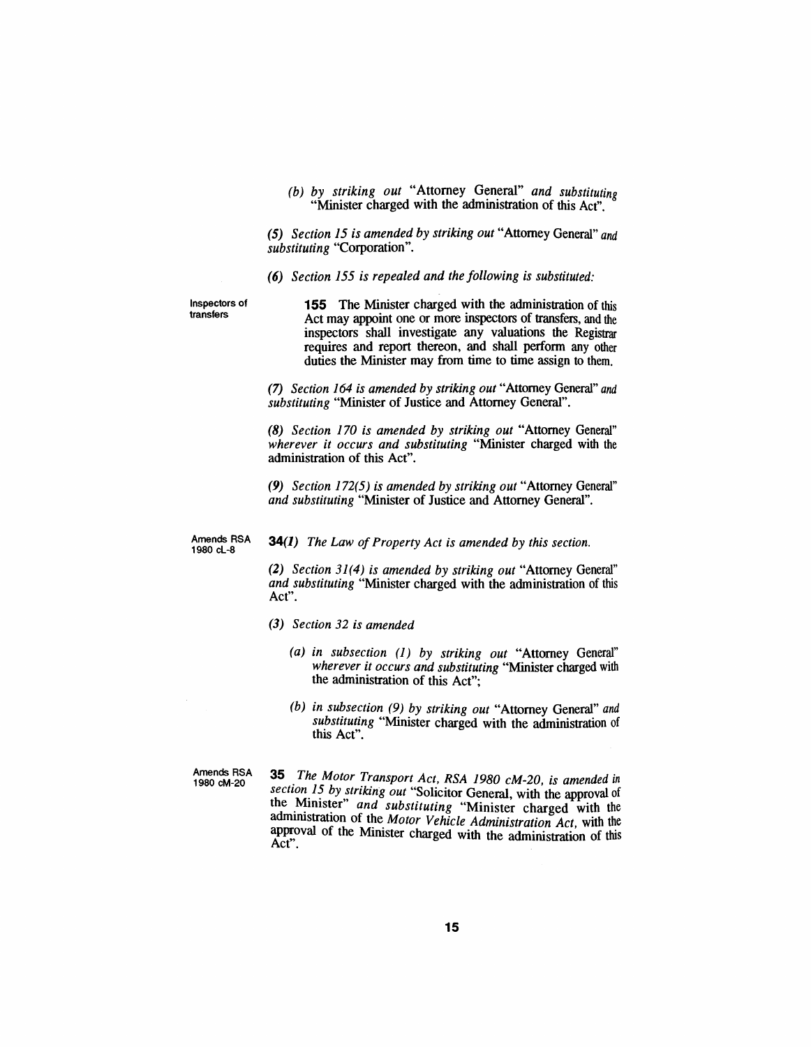(b) *by striking out* "Attorney General" *and substituting* "Minister charged with the administration of this Act".

*(5) Section 15 is amended by striking out* "Attorney General" *and substituting* "Corporation".

*(6) Section 155 is repealed and the following is substituted:*

Inspectors of transfers

**155** The Minister charged with the administration of this Act may appoint one or more inspectors of transfers, and the inspectors shall investigate any valuations the Registrar requires and report thereon, and shall perform any other duties the Minister may from time to time assign to them.

*(7) Section 164 is amended by striking out* "Attorney General" *and substituting* "Minister of Justice and Attorney General".

*(8) Section 170 is amended by striking out* "Attorney General" *wherever it occurs and substituting* "Minister charged with the administration of this Act".

*(9) Section 172(5) is amended by striking out* "Attorney General" *and substituting* "Minister of Justice and Attorney General".

Amends RSA 1980 cL-8

**34***(1) The Law of Property Act is amended by this section.*

*(2) Section 31(4) is amended by striking out* "Attorney General" *and substituting* "Minister charged with the administration of this Act".

*(3) Section 32 is amended*

*(a) in subsection (1) by striking out* "Attorney General" *wherever it occurs and substituting* "Minister charged with the administration of this Act";

*(b) in subsection (9) by striking out* "Attorney General" *and substituting* "Minister charged with the administration of this Act".

Amends RSA 1980 cM-20

**35** *The Motor Transport Act, RSA 1980 cM-20, is amended in section 15 by striking out* "Solicitor General, with the approval of the Minister" *and substituting* "Minister charged with the administration of the *Motor Vehicle Administration Act*, with the approval of the Minister charged with the administration of this Act".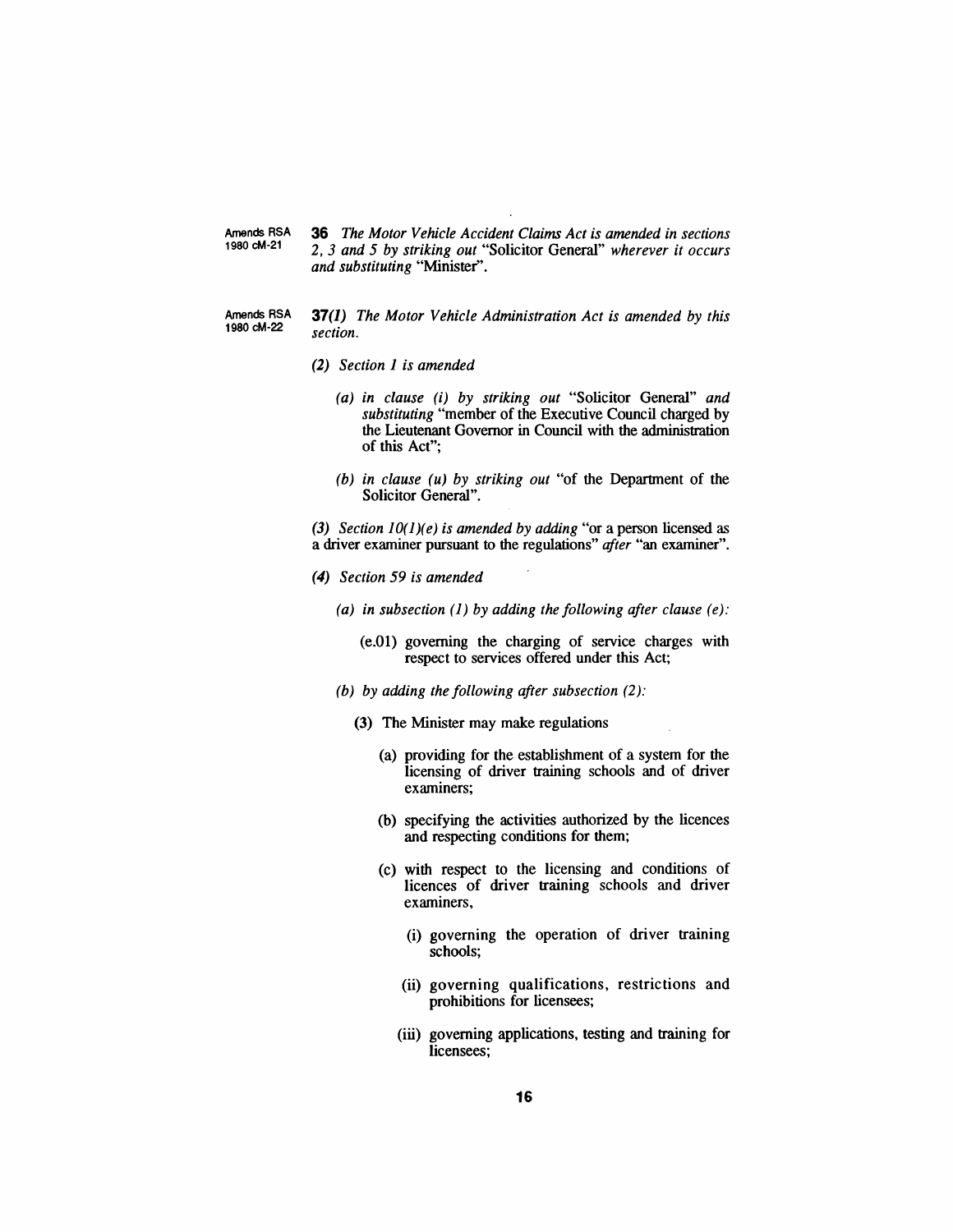Amends RSA 1980 cM-21

**36** *The Motor Vehicle Accident Claims Act is amended in sections 2, 3 and 5 by striking out* "Solicitor General" *wherever it occurs and substituting* "Minister".

Amends RSA 1980 cM-22

**37***(1) The Motor Vehicle Administration Act is amended by this section.*

*(2) Section 1 is amended*

*(a) in clause (i) by striking out* "Solicitor General" *and substituting* "member of the Executive Council charged by the Lieutenant Governor in Council with the administration of this Act";

*(b) in clause (u) by striking out* "of the Department of the Solicitor General".

*(3) Section 10(1)(e) is amended by adding* "or a person licensed as a driver examiner pursuant to the regulations" *after* "an examiner".

*(4) Section 59 is amended*

*(a) in subsection (1) by adding the following after clause (e):*

(e.01) governing the charging of service charges with respect to services offered under this Act;

*(b) by adding the following after subsection (2):*

**(3)** The Minister may make regulations

(a) providing for the establishment of a system for the licensing of driver training schools and of driver examiners;

(b) specifying the activities authorized by the licences and respecting conditions for them;

(c) with respect to the licensing and conditions of licences of driver training schools and driver examiners,

(i) governing the operation of driver training schools;

(ii) governing qualifications, restrictions and prohibitions for licensees;

(iii) governing applications, testing and training for licensees;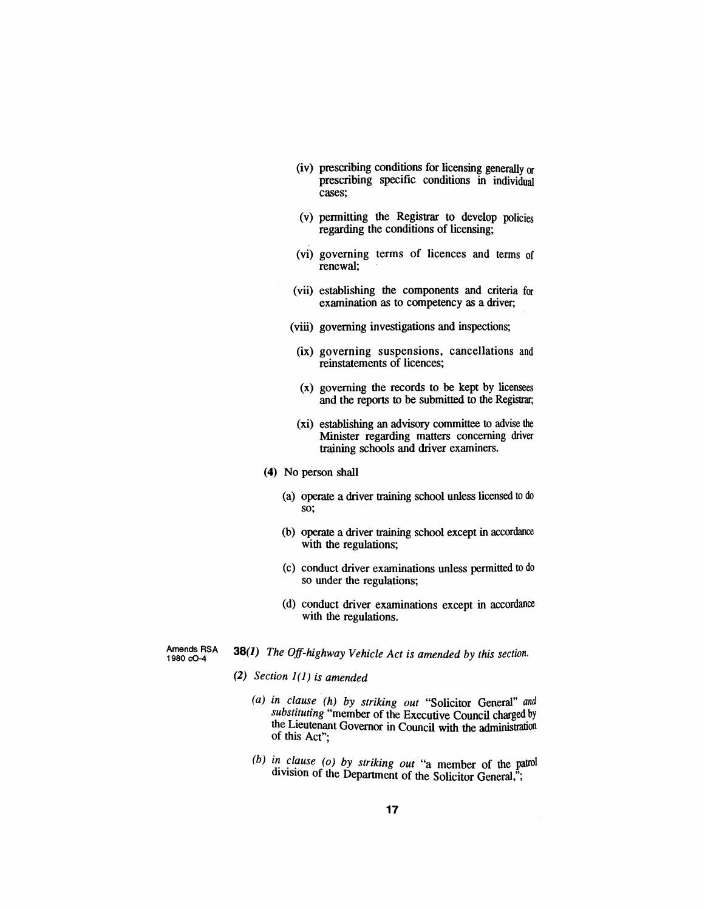(iv) prescribing conditions for licensing generally or prescribing specific conditions in individual cases;

(v) permitting the Registrar to develop policies regarding the conditions of licensing;

(vi) governing terms of licences and terms of renewal;

(vii) establishing the components and criteria for examination as to competency as a driver;

(viii) governing investigations and inspections;

(ix) governing suspensions, cancellations and reinstatements of licences;

(x) governing the records to be kept by licensees and the reports to be submitted to the Registrar;

(xi) establishing an advisory committee to advise the Minister regarding matters concerning driver training schools and driver examiners.

**(4)** No person shall

(a) operate a driver training school unless licensed to do so;

(b) operate a driver training school except in accordance with the regulations;

(c) conduct driver examinations unless permitted to do so under the regulations;

(d) conduct driver examinations except in accordance with the regulations.

Amends RSA 1980 cO-4

**38***(1) The Off-highway Vehicle Act is amended by this section.*

*(2) Section 1(1) is amended*

*(a) in clause (h) by striking out* "Solicitor General" *and substituting* "member of the Executive Council charged by the Lieutenant Governor in Council with the administration of this Act";

*(b) in clause (o) by striking out* "a member of the patrol division of the Department of the Solicitor General,";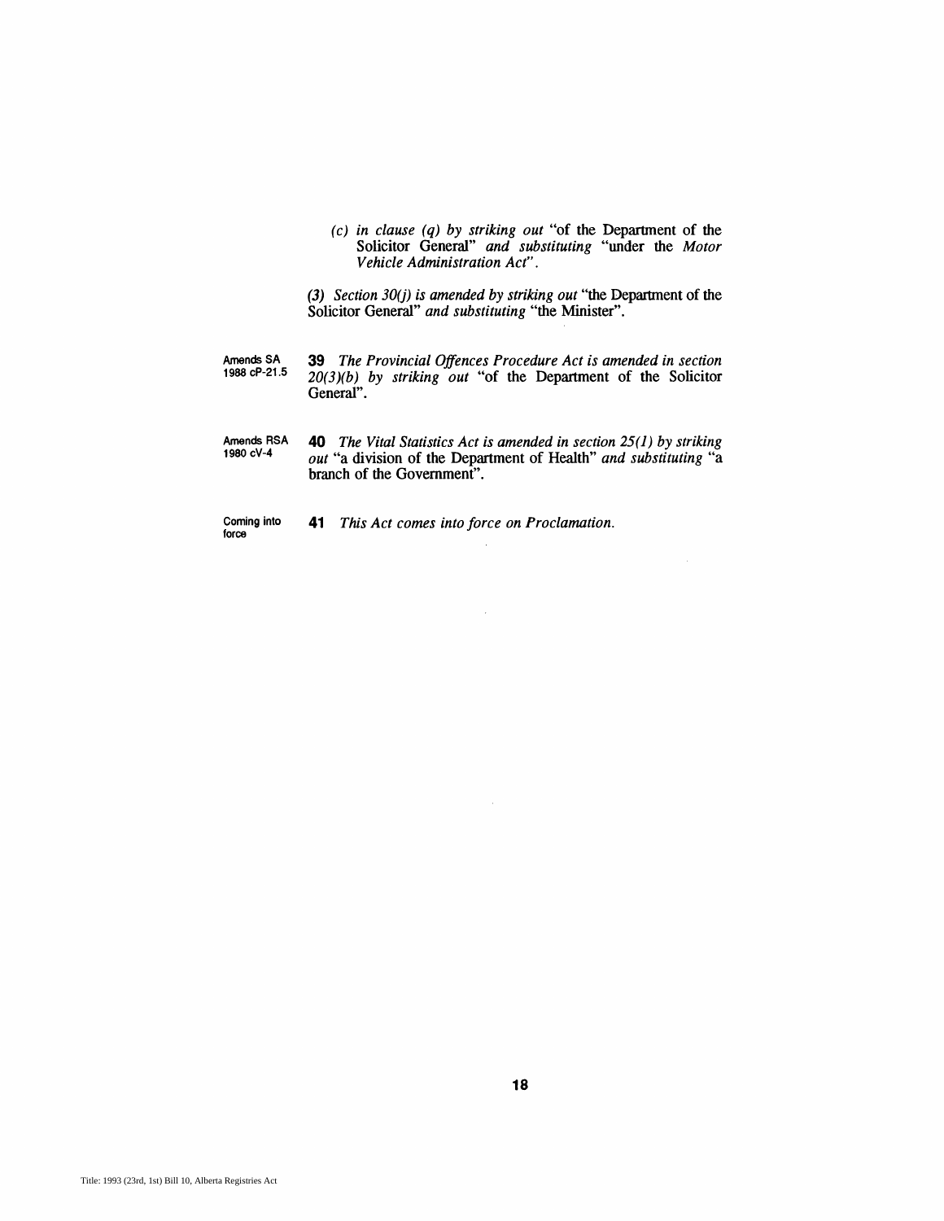*(c) in clause (q) by striking out* "of the Department of the Solicitor General" *and substituting* "under the *Motor Vehicle Administration Act*".

*(3) Section 30(j) is amended by striking out* "the Department of the Solicitor General" *and substituting* "the Minister".

Amends SA 1988 cP-21.5

**39** *The Provincial Offences Procedure Act is amended in section 20(3)(b) by striking out* "of the Department of the Solicitor General".

Amends RSA 1980 cV-4

**40** *The Vital Statistics Act is amended in section 25(1) by striking out* "a division of the Department of Health" *and substituting* "a branch of the Government".

Coming into force

**41** *This Act comes into force on Proclamation.*